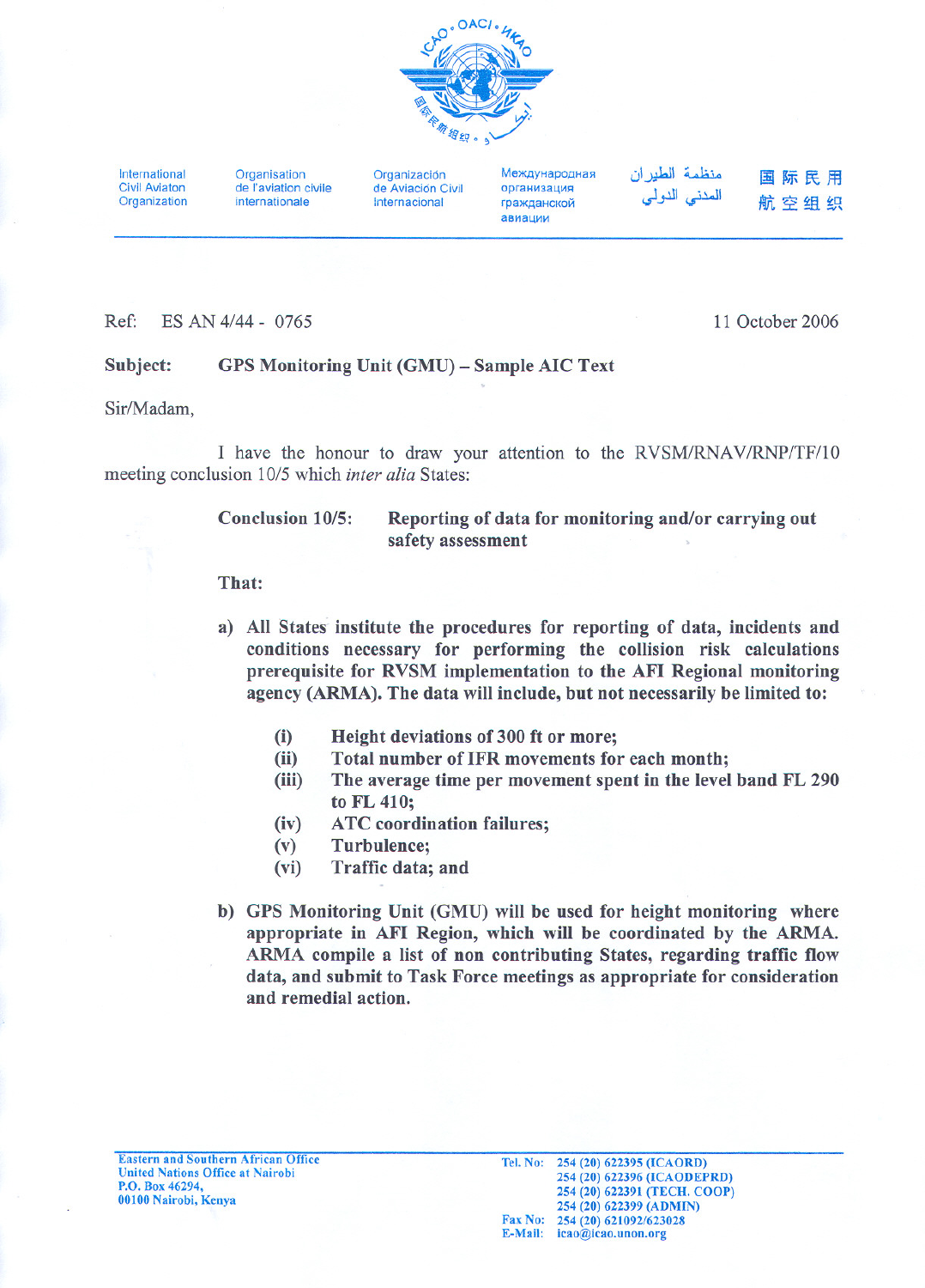International Civil Aviaton Organization | Organisation de l'aviation civile internationale | Organización de Aviación Civil Internacional | Международная организация гражданской авиации | منظمة الطيران المدني الدولي | 国际民用航空组织

Ref: ES AN 4/44 - 0765

11 October 2006

**Subject: GPS Monitoring Unit (GMU) – Sample AIC Text**

Sir/Madam,

I have the honour to draw your attention to the RVSM/RNAV/RNP/TF/10 meeting conclusion 10/5 which *inter alia* States:

**Conclusion 10/5: Reporting of data for monitoring and/or carrying out safety assessment**

**That:**

**a) All States institute the procedures for reporting of data, incidents and conditions necessary for performing the collision risk calculations prerequisite for RVSM implementation to the AFI Regional monitoring agency (ARMA). The data will include, but not necessarily be limited to:**

**(i) Height deviations of 300 ft or more;**
**(ii) Total number of IFR movements for each month;**
**(iii) The average time per movement spent in the level band FL 290 to FL 410;**
**(iv) ATC coordination failures;**
**(v) Turbulence;**
**(vi) Traffic data; and**

**b) GPS Monitoring Unit (GMU) will be used for height monitoring where appropriate in AFI Region, which will be coordinated by the ARMA. ARMA compile a list of non contributing States, regarding traffic flow data, and submit to Task Force meetings as appropriate for consideration and remedial action.**

Eastern and Southern African Office
United Nations Office at Nairobi
P.O. Box 46294,
00100 Nairobi, Kenya

Tel. No: 254 (20) 622395 (ICAORD)
254 (20) 622396 (ICAODEPRD)
254 (20) 622391 (TECH. COOP)
254 (20) 622399 (ADMIN)
Fax No: 254 (20) 621092/623028
E-Mail: icao@icao.unon.org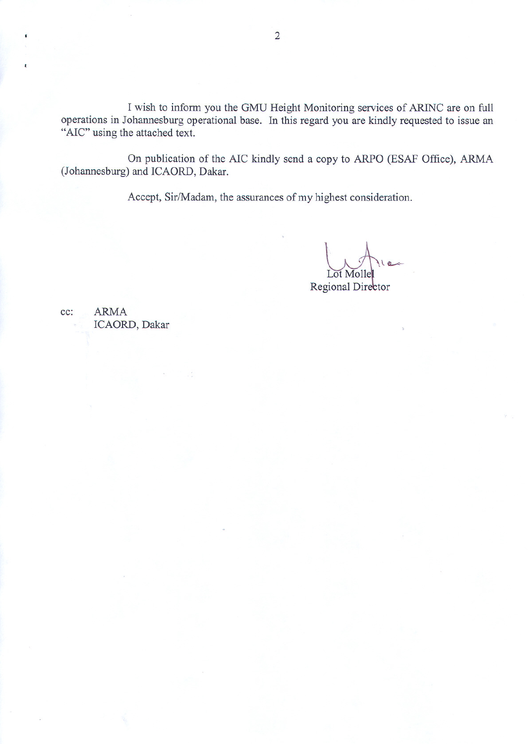I wish to inform you the GMU Height Monitoring services of ARINC are on full operations in Johannesburg operational base. In this regard you are kindly requested to issue an "AIC" using the attached text.

On publication of the AIC kindly send a copy to ARPO (ESAF Office), ARMA (Johannesburg) and ICAORD, Dakar.

Accept, Sir/Madam, the assurances of my highest consideration.

Lot Mollel
Regional Director

cc: ARMA
ICAORD, Dakar